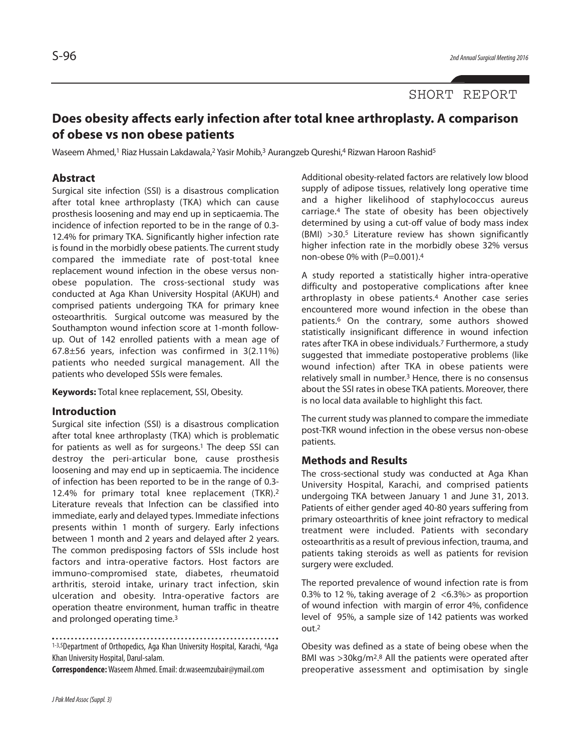SHORT REPORT

# Does obesity affects early infection after total knee arthroplasty. A comparison of obese vs non obese patients

Waseem Ahmed,[1] Riaz Hussain Lakdawala,[2] Yasir Mohib,[3] Aurangzeb Qureshi,[4] Rizwan Haroon Rashid[5]

## Abstract

Surgical site infection (SSI) is a disastrous complication after total knee arthroplasty (TKA) which can cause prosthesis loosening and may end up in septicaemia. The incidence of infection reported to be in the range of 0.3-12.4% for primary TKA. Significantly higher infection rate is found in the morbidly obese patients. The current study compared the immediate rate of post-total knee replacement wound infection in the obese versus non-obese population. The cross-sectional study was conducted at Aga Khan University Hospital (AKUH) and comprised patients undergoing TKA for primary knee osteoarthritis. Surgical outcome was measured by the Southampton wound infection score at 1-month follow-up. Out of 142 enrolled patients with a mean age of 67.8±56 years, infection was confirmed in 3(2.11%) patients who needed surgical management. All the patients who developed SSIs were females.

**Keywords:** Total knee replacement, SSI, Obesity.

## Introduction

Surgical site infection (SSI) is a disastrous complication after total knee arthroplasty (TKA) which is problematic for patients as well as for surgeons.[1] The deep SSI can destroy the peri-articular bone, cause prosthesis loosening and may end up in septicaemia. The incidence of infection has been reported to be in the range of 0.3-12.4% for primary total knee replacement (TKR).[2] Literature reveals that Infection can be classified into immediate, early and delayed types. Immediate infections presents within 1 month of surgery. Early infections between 1 month and 2 years and delayed after 2 years. The common predisposing factors of SSIs include host factors and intra-operative factors. Host factors are immuno-compromised state, diabetes, rheumatoid arthritis, steroid intake, urinary tract infection, skin ulceration and obesity. Intra-operative factors are operation theatre environment, human traffic in theatre and prolonged operating time.[3]

Additional obesity-related factors are relatively low blood supply of adipose tissues, relatively long operative time and a higher likelihood of staphylococcus aureus carriage.[4] The state of obesity has been objectively determined by using a cut-off value of body mass index (BMI) >30.[5] Literature review has shown significantly higher infection rate in the morbidly obese 32% versus non-obese 0% with (P=0.001).[4]

A study reported a statistically higher intra-operative difficulty and postoperative complications after knee arthroplasty in obese patients.[4] Another case series encountered more wound infection in the obese than patients.[6] On the contrary, some authors showed statistically insignificant difference in wound infection rates after TKA in obese individuals.[7] Furthermore, a study suggested that immediate postoperative problems (like wound infection) after TKA in obese patients were relatively small in number.[3] Hence, there is no consensus about the SSI rates in obese TKA patients. Moreover, there is no local data available to highlight this fact.

The current study was planned to compare the immediate post-TKR wound infection in the obese versus non-obese patients.

## Methods and Results

The cross-sectional study was conducted at Aga Khan University Hospital, Karachi, and comprised patients undergoing TKA between January 1 and June 31, 2013. Patients of either gender aged 40-80 years suffering from primary osteoarthritis of knee joint refractory to medical treatment were included. Patients with secondary osteoarthritis as a result of previous infection, trauma, and patients taking steroids as well as patients for revision surgery were excluded.

The reported prevalence of wound infection rate is from 0.3% to 12 %, taking average of 2 <6.3%> as proportion of wound infection with margin of error 4%, confidence level of 95%, a sample size of 142 patients was worked out.[2]

Obesity was defined as a state of being obese when the BMI was >30kg/m$^2$.[8] All the patients were operated after preoperative assessment and optimisation by single

[1-3,5]Department of Orthopedics, Aga Khan University Hospital, Karachi, [4]Aga Khan University Hospital, Darul-salam.

**Correspondence:** Waseem Ahmed. Email: dr.waseemzubair@ymail.com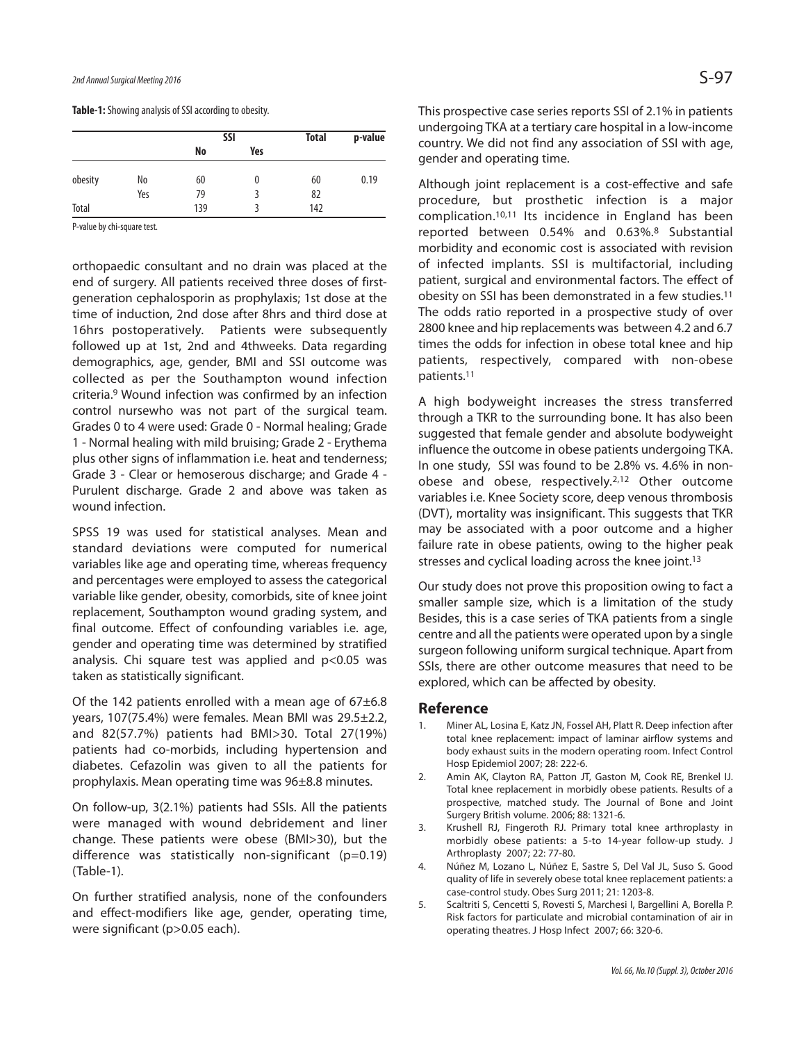**Table-1:** Showing analysis of SSI according to obesity.

| | | SSI | | Total | p-value |
|---|---|---|---|---|---|
| | | No | Yes | | |
| obesity | No | 60 | 0 | 60 | 0.19 |
| | Yes | 79 | 3 | 82 | |
| Total | | 139 | 3 | 142 | |

P-value by chi-square test.

orthopaedic consultant and no drain was placed at the end of surgery. All patients received three doses of first-generation cephalosporin as prophylaxis; 1st dose at the time of induction, 2nd dose after 8hrs and third dose at 16hrs postoperatively. Patients were subsequently followed up at 1st, 2nd and 4thweeks. Data regarding demographics, age, gender, BMI and SSI outcome was collected as per the Southampton wound infection criteria.[9] Wound infection was confirmed by an infection control nursewho was not part of the surgical team. Grades 0 to 4 were used: Grade 0 - Normal healing; Grade 1 - Normal healing with mild bruising; Grade 2 - Erythema plus other signs of inflammation i.e. heat and tenderness; Grade 3 - Clear or hemoserous discharge; and Grade 4 - Purulent discharge. Grade 2 and above was taken as wound infection.

SPSS 19 was used for statistical analyses. Mean and standard deviations were computed for numerical variables like age and operating time, whereas frequency and percentages were employed to assess the categorical variable like gender, obesity, comorbids, site of knee joint replacement, Southampton wound grading system, and final outcome. Effect of confounding variables i.e. age, gender and operating time was determined by stratified analysis. Chi square test was applied and $p<0.05$ was taken as statistically significant.

Of the 142 patients enrolled with a mean age of 67±6.8 years, 107(75.4%) were females. Mean BMI was 29.5±2.2, and 82(57.7%) patients had BMI>30. Total 27(19%) patients had co-morbids, including hypertension and diabetes. Cefazolin was given to all the patients for prophylaxis. Mean operating time was 96±8.8 minutes.

On follow-up, 3(2.1%) patients had SSIs. All the patients were managed with wound debridement and liner change. These patients were obese (BMI>30), but the difference was statistically non-significant ($p=0.19$) (Table-1).

On further stratified analysis, none of the confounders and effect-modifiers like age, gender, operating time, were significant ($p>0.05$ each).

This prospective case series reports SSI of 2.1% in patients undergoing TKA at a tertiary care hospital in a low-income country. We did not find any association of SSI with age, gender and operating time.

Although joint replacement is a cost-effective and safe procedure, but prosthetic infection is a major complication.[10,11] Its incidence in England has been reported between 0.54% and 0.63%.[8] Substantial morbidity and economic cost is associated with revision of infected implants. SSI is multifactorial, including patient, surgical and environmental factors. The effect of obesity on SSI has been demonstrated in a few studies.[11] The odds ratio reported in a prospective study of over 2800 knee and hip replacements was between 4.2 and 6.7 times the odds for infection in obese total knee and hip patients, respectively, compared with non-obese patients.[11]

A high bodyweight increases the stress transferred through a TKR to the surrounding bone. It has also been suggested that female gender and absolute bodyweight influence the outcome in obese patients undergoing TKA. In one study, SSI was found to be 2.8% vs. 4.6% in non-obese and obese, respectively.[2,12] Other outcome variables i.e. Knee Society score, deep venous thrombosis (DVT), mortality was insignificant. This suggests that TKR may be associated with a poor outcome and a higher failure rate in obese patients, owing to the higher peak stresses and cyclical loading across the knee joint.[13]

Our study does not prove this proposition owing to fact a smaller sample size, which is a limitation of the study Besides, this is a case series of TKA patients from a single centre and all the patients were operated upon by a single surgeon following uniform surgical technique. Apart from SSIs, there are other outcome measures that need to be explored, which can be affected by obesity.

## Reference

1. Miner AL, Losina E, Katz JN, Fossel AH, Platt R. Deep infection after total knee replacement: impact of laminar airflow systems and body exhaust suits in the modern operating room. Infect Control Hosp Epidemiol 2007; 28: 222-6.
2. Amin AK, Clayton RA, Patton JT, Gaston M, Cook RE, Brenkel IJ. Total knee replacement in morbidly obese patients. Results of a prospective, matched study. The Journal of Bone and Joint Surgery British volume. 2006; 88: 1321-6.
3. Krushell RJ, Fingeroth RJ. Primary total knee arthroplasty in morbidly obese patients: a 5-to 14-year follow-up study. J Arthroplasty 2007; 22: 77-80.
4. Núñez M, Lozano L, Núñez E, Sastre S, Del Val JL, Suso S. Good quality of life in severely obese total knee replacement patients: a case-control study. Obes Surg 2011; 21: 1203-8.
5. Scaltriti S, Cencetti S, Rovesti S, Marchesi I, Bargellini A, Borella P. Risk factors for particulate and microbial contamination of air in operating theatres. J Hosp Infect 2007; 66: 320-6.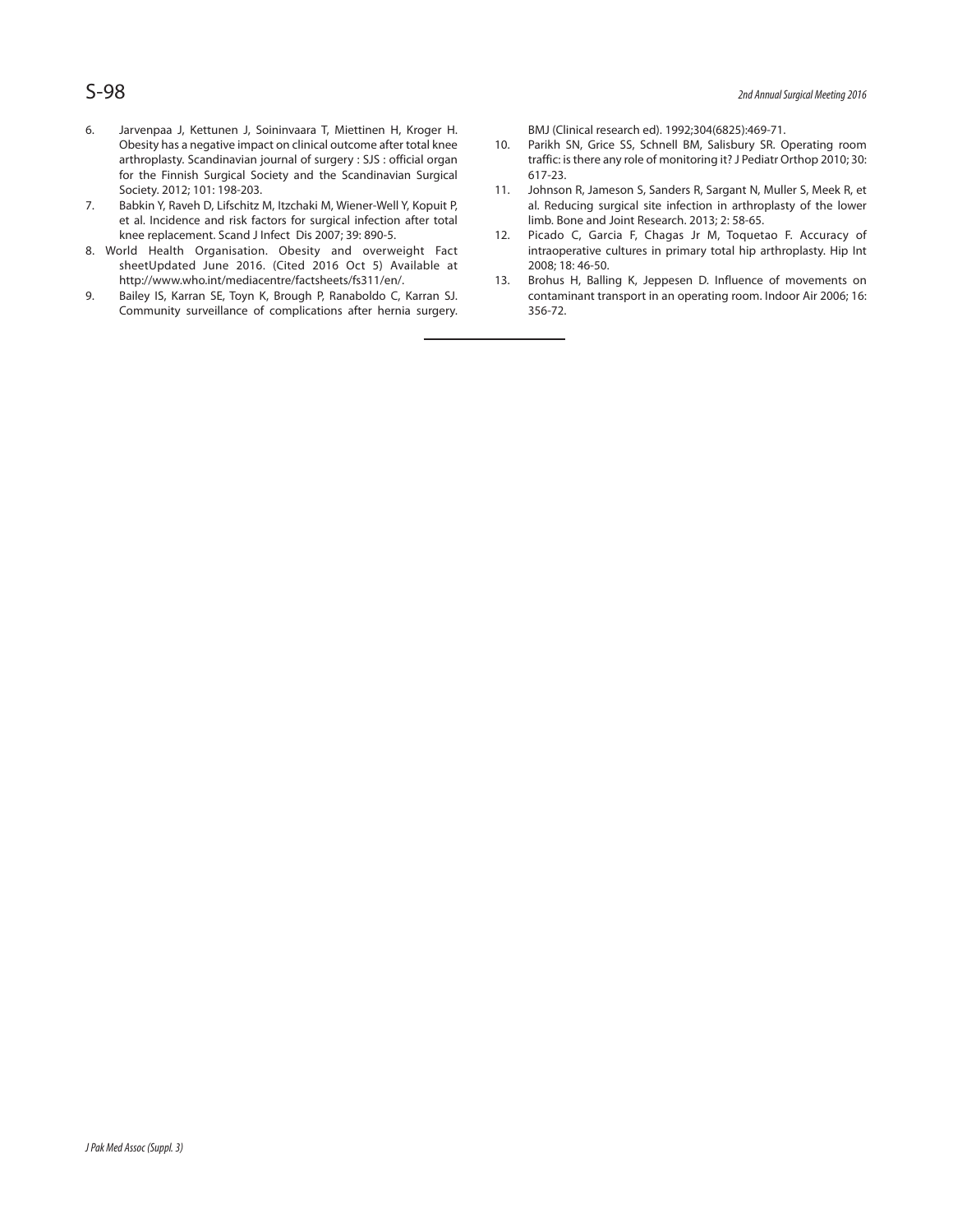6. Jarvenpaa J, Kettunen J, Soininvaara T, Miettinen H, Kroger H. Obesity has a negative impact on clinical outcome after total knee arthroplasty. Scandinavian journal of surgery : SJS : official organ for the Finnish Surgical Society and the Scandinavian Surgical Society. 2012; 101: 198-203.
7. Babkin Y, Raveh D, Lifschitz M, Itzchaki M, Wiener-Well Y, Kopuit P, et al. Incidence and risk factors for surgical infection after total knee replacement. Scand J Infect Dis 2007; 39: 890-5.
8. World Health Organisation. Obesity and overweight Fact sheetUpdated June 2016. (Cited 2016 Oct 5) Available at http://www.who.int/mediacentre/factsheets/fs311/en/.
9. Bailey IS, Karran SE, Toyn K, Brough P, Ranaboldo C, Karran SJ. Community surveillance of complications after hernia surgery. BMJ (Clinical research ed). 1992;304(6825):469-71.
10. Parikh SN, Grice SS, Schnell BM, Salisbury SR. Operating room traffic: is there any role of monitoring it? J Pediatr Orthop 2010; 30: 617-23.
11. Johnson R, Jameson S, Sanders R, Sargant N, Muller S, Meek R, et al. Reducing surgical site infection in arthroplasty of the lower limb. Bone and Joint Research. 2013; 2: 58-65.
12. Picado C, Garcia F, Chagas Jr M, Toquetao F. Accuracy of intraoperative cultures in primary total hip arthroplasty. Hip Int 2008; 18: 46-50.
13. Brohus H, Balling K, Jeppesen D. Influence of movements on contaminant transport in an operating room. Indoor Air 2006; 16: 356-72.